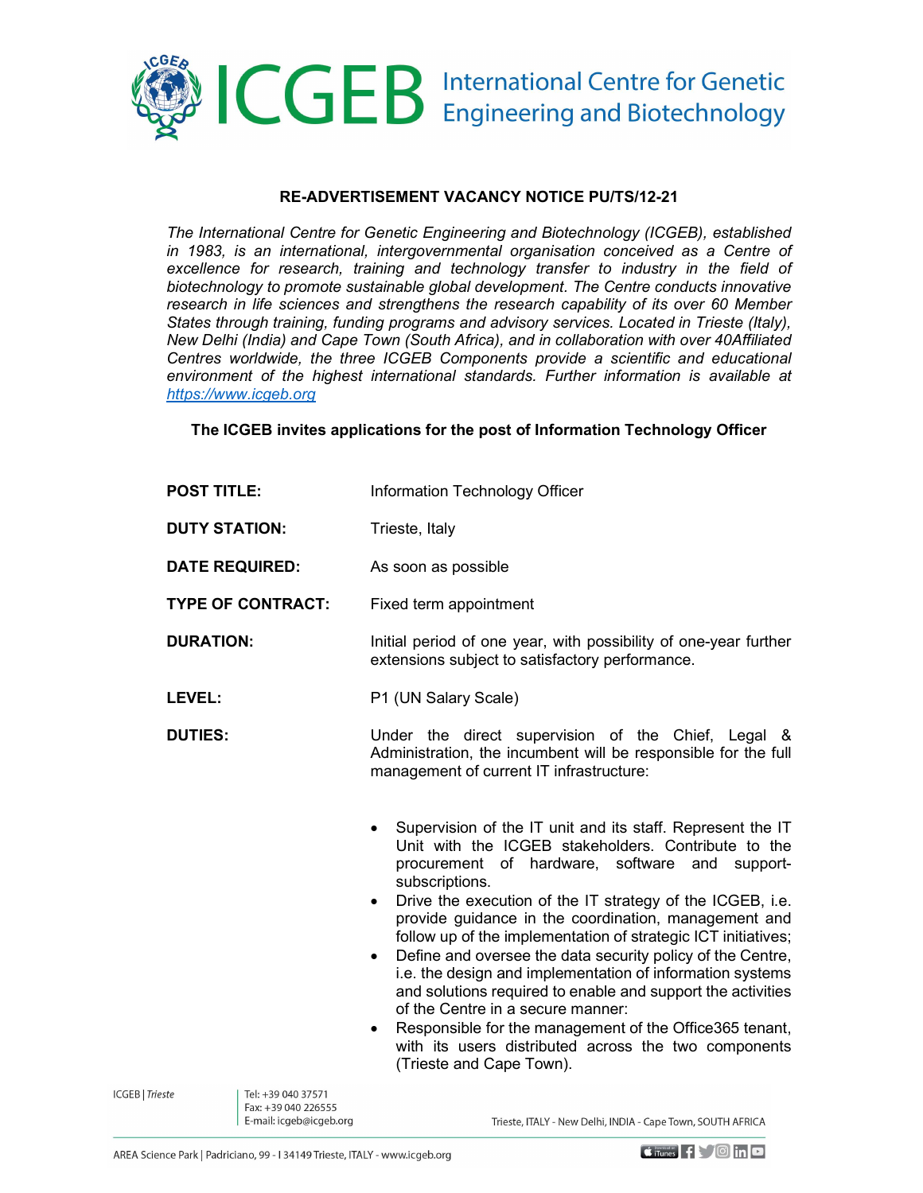# ICGEB International Centre for Genetic Engineering and Biotechnology

**RE-ADVERTISEMENT VACANCY NOTICE PU/TS/12-21**

*The International Centre for Genetic Engineering and Biotechnology (ICGEB), established in 1983, is an international, intergovernmental organisation conceived as a Centre of excellence for research, training and technology transfer to industry in the field of biotechnology to promote sustainable global development. The Centre conducts innovative research in life sciences and strengthens the research capability of its over 60 Member States through training, funding programs and advisory services. Located in Trieste (Italy), New Delhi (India) and Cape Town (South Africa), and in collaboration with over 40Affiliated Centres worldwide, the three ICGEB Components provide a scientific and educational environment of the highest international standards. Further information is available at [https://www.icgeb.org](https://www.icgeb.org)*

**The ICGEB invites applications for the post of Information Technology Officer**

**POST TITLE:** Information Technology Officer

**DUTY STATION:** Trieste, Italy

**DATE REQUIRED:** As soon as possible

**TYPE OF CONTRACT:** Fixed term appointment

**DURATION:** Initial period of one year, with possibility of one-year further extensions subject to satisfactory performance.

**LEVEL:** P1 (UN Salary Scale)

**DUTIES:** Under the direct supervision of the Chief, Legal & Administration, the incumbent will be responsible for the full management of current IT infrastructure:

- Supervision of the IT unit and its staff. Represent the IT Unit with the ICGEB stakeholders. Contribute to the procurement of hardware, software and support-subscriptions.
- Drive the execution of the IT strategy of the ICGEB, i.e. provide guidance in the coordination, management and follow up of the implementation of strategic ICT initiatives;
- Define and oversee the data security policy of the Centre, i.e. the design and implementation of information systems and solutions required to enable and support the activities of the Centre in a secure manner:
- Responsible for the management of the Office365 tenant, with its users distributed across the two components (Trieste and Cape Town).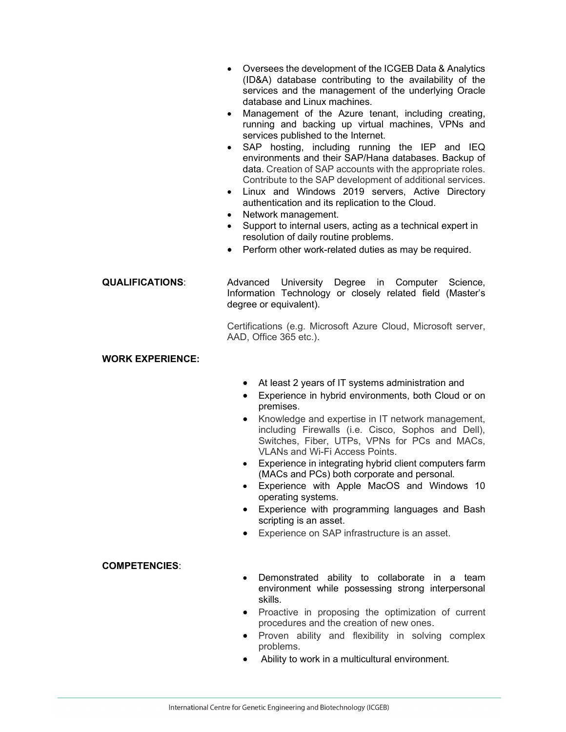- Oversees the development of the ICGEB Data & Analytics (ID&A) database contributing to the availability of the services and the management of the underlying Oracle database and Linux machines.
- Management of the Azure tenant, including creating, running and backing up virtual machines, VPNs and services published to the Internet.
- SAP hosting, including running the IEP and IEQ environments and their SAP/Hana databases. Backup of data. Creation of SAP accounts with the appropriate roles. Contribute to the SAP development of additional services.
- Linux and Windows 2019 servers, Active Directory authentication and its replication to the Cloud.
- Network management.
- Support to internal users, acting as a technical expert in resolution of daily routine problems.
- Perform other work-related duties as may be required.

**QUALIFICATIONS**:

Advanced University Degree in Computer Science, Information Technology or closely related field (Master's degree or equivalent).

Certifications (e.g. Microsoft Azure Cloud, Microsoft server, AAD, Office 365 etc.).

**WORK EXPERIENCE:**

- At least 2 years of IT systems administration and
- Experience in hybrid environments, both Cloud or on premises.
- Knowledge and expertise in IT network management, including Firewalls (i.e. Cisco, Sophos and Dell), Switches, Fiber, UTPs, VPNs for PCs and MACs, VLANs and Wi-Fi Access Points.
- Experience in integrating hybrid client computers farm (MACs and PCs) both corporate and personal.
- Experience with Apple MacOS and Windows 10 operating systems.
- Experience with programming languages and Bash scripting is an asset.
- Experience on SAP infrastructure is an asset.

**COMPETENCIES**:

- Demonstrated ability to collaborate in a team environment while possessing strong interpersonal skills.
- Proactive in proposing the optimization of current procedures and the creation of new ones.
- Proven ability and flexibility in solving complex problems.
- Ability to work in a multicultural environment.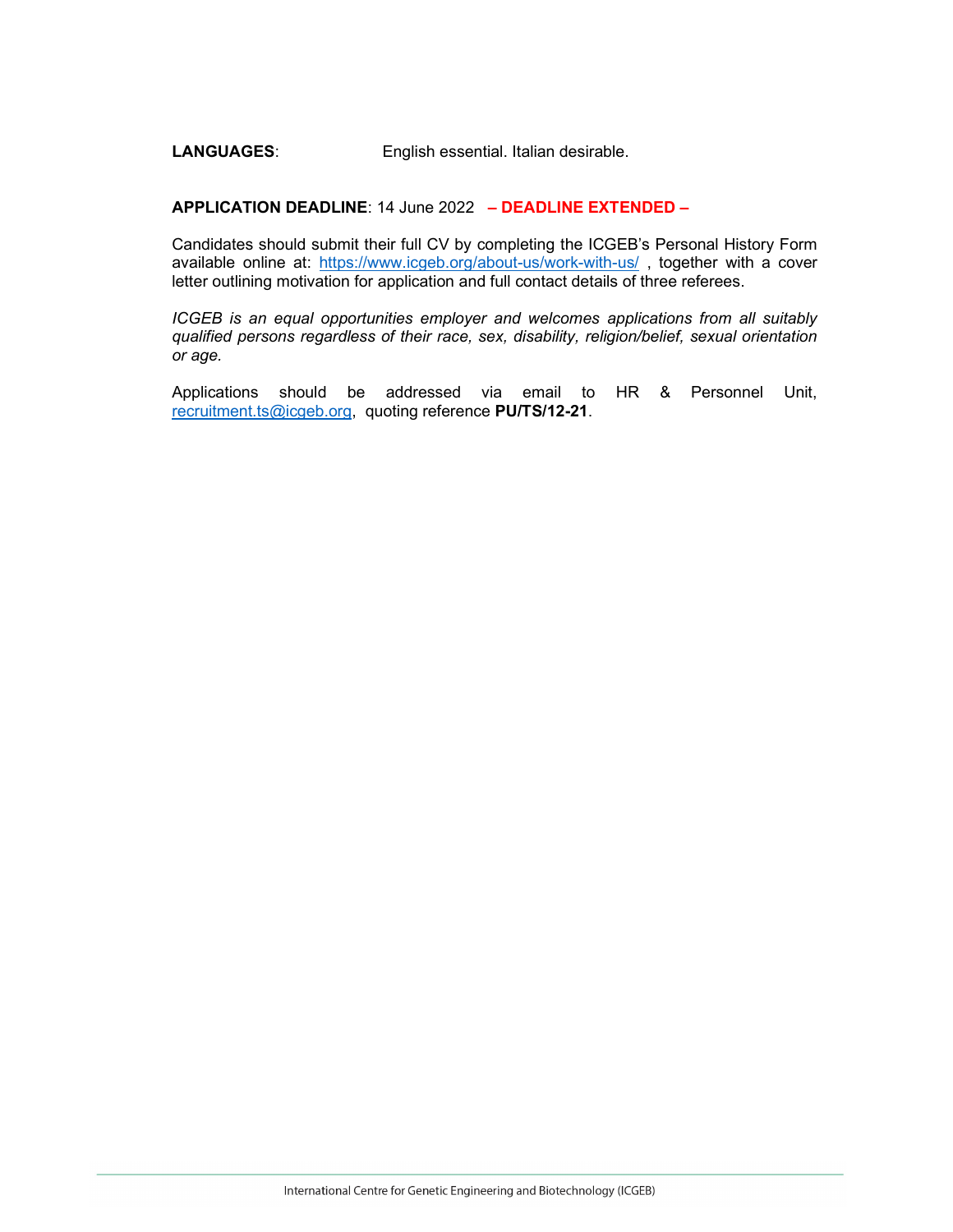**LANGUAGES**: English essential. Italian desirable.

**APPLICATION DEADLINE**: 14 June 2022 **– DEADLINE EXTENDED –**

Candidates should submit their full CV by completing the ICGEB's Personal History Form available online at: https://www.icgeb.org/about-us/work-with-us/ , together with a cover letter outlining motivation for application and full contact details of three referees.

*ICGEB is an equal opportunities employer and welcomes applications from all suitably qualified persons regardless of their race, sex, disability, religion/belief, sexual orientation or age.*

Applications should be addressed via email to HR & Personnel Unit, recruitment.ts@icgeb.org, quoting reference **PU/TS/12-21**.